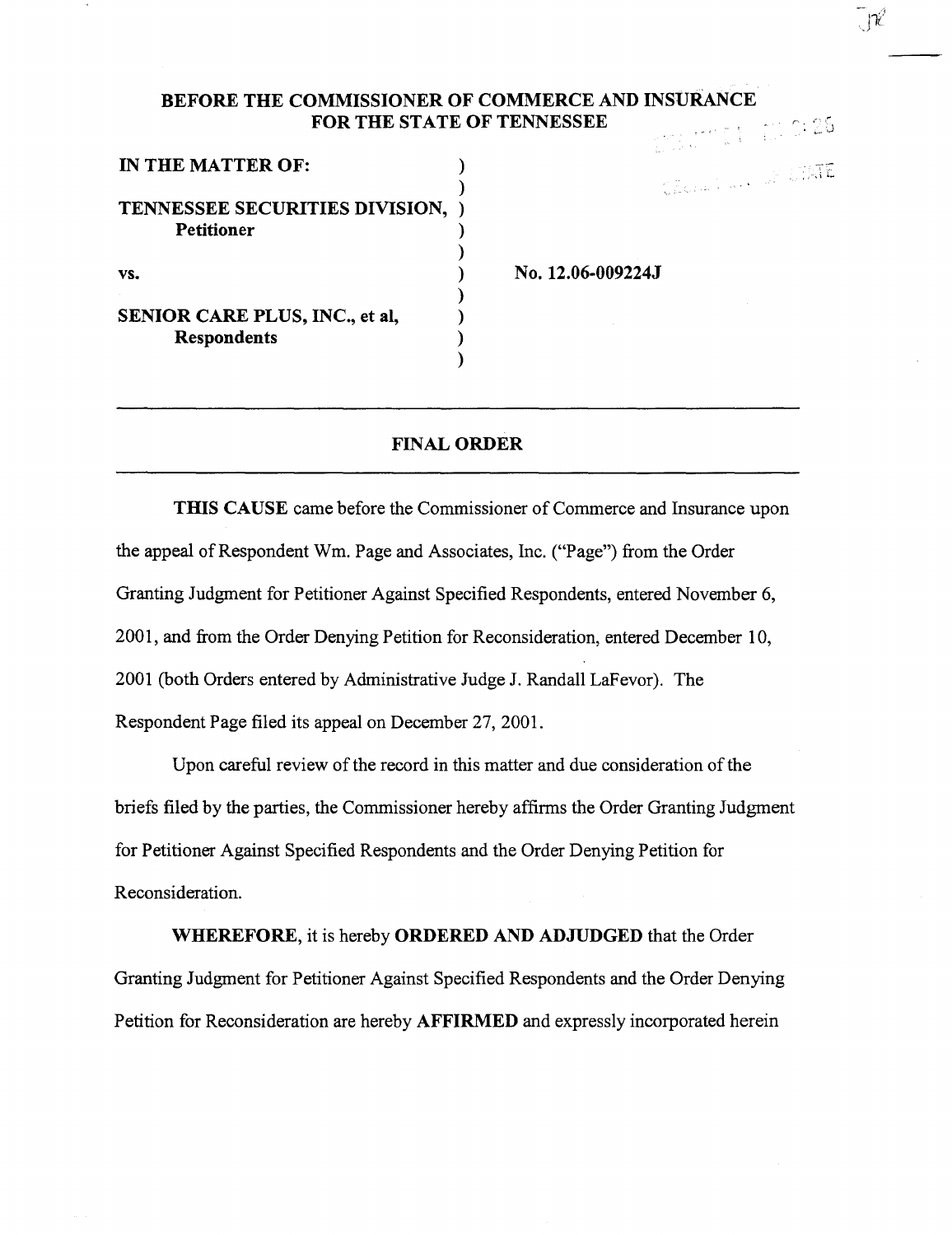**BEFORE THE COMMISSIONER OF COMMERCE AND INSURANCE**
**FOR THE STATE OF TENNESSEE**

| | | |
|---|---|---|
| **IN THE MATTER OF:** | ) | |
| | ) | |
| **TENNESSEE SECURITIES DIVISION,** | ) | |
| **Petitioner** | ) | |
| | ) | |
| **vs.** | ) | **No. 12.06-009224J** |
| | ) | |
| **SENIOR CARE PLUS, INC., et al,** | ) | |
| **Respondents** | ) | |
| | ) | |

## FINAL ORDER

**THIS CAUSE** came before the Commissioner of Commerce and Insurance upon the appeal of Respondent Wm. Page and Associates, Inc. ("Page") from the Order Granting Judgment for Petitioner Against Specified Respondents, entered November 6, 2001, and from the Order Denying Petition for Reconsideration, entered December 10, 2001 (both Orders entered by Administrative Judge J. Randall LaFevor). The Respondent Page filed its appeal on December 27, 2001.

Upon careful review of the record in this matter and due consideration of the briefs filed by the parties, the Commissioner hereby affirms the Order Granting Judgment for Petitioner Against Specified Respondents and the Order Denying Petition for Reconsideration.

**WHEREFORE,** it is hereby **ORDERED AND ADJUDGED** that the Order Granting Judgment for Petitioner Against Specified Respondents and the Order Denying Petition for Reconsideration are hereby **AFFIRMED** and expressly incorporated herein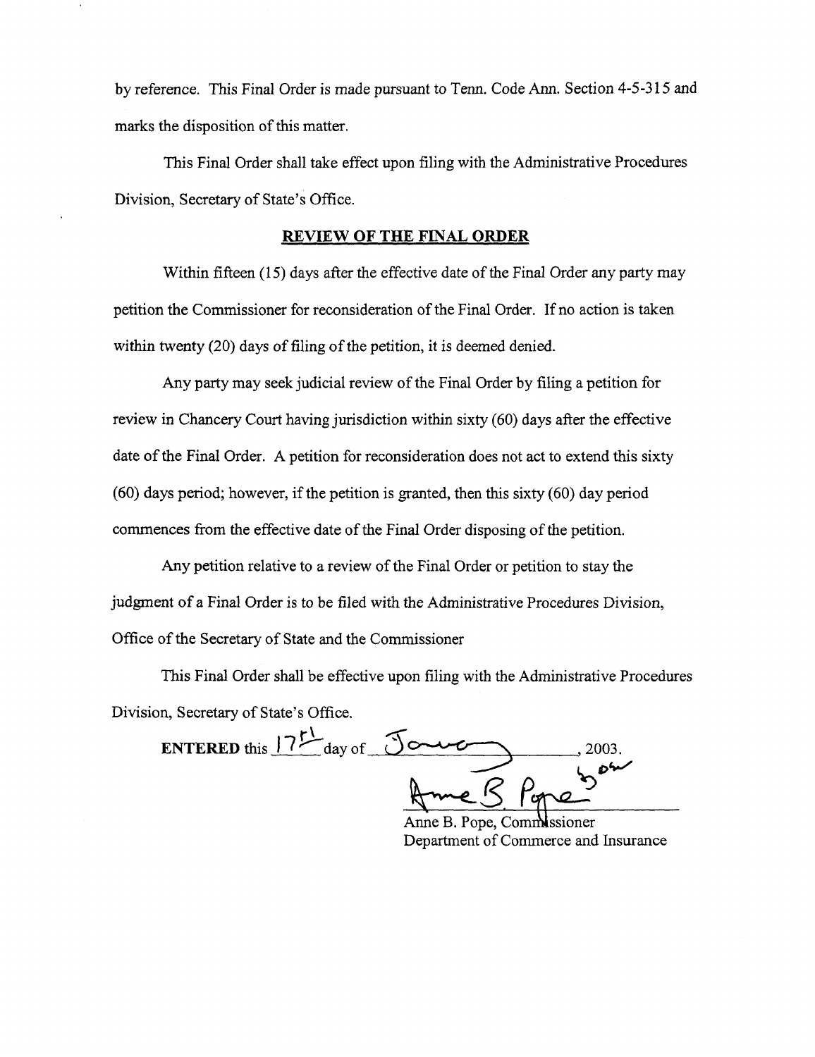by reference. This Final Order is made pursuant to Tenn. Code Ann. Section 4-5-315 and marks the disposition of this matter.

This Final Order shall take effect upon filing with the Administrative Procedures Division, Secretary of State's Office.

## REVIEW OF THE FINAL ORDER

Within fifteen (15) days after the effective date of the Final Order any party may petition the Commissioner for reconsideration of the Final Order. If no action is taken within twenty (20) days of filing of the petition, it is deemed denied.

Any party may seek judicial review of the Final Order by filing a petition for review in Chancery Court having jurisdiction within sixty (60) days after the effective date of the Final Order. A petition for reconsideration does not act to extend this sixty (60) days period; however, if the petition is granted, then this sixty (60) day period commences from the effective date of the Final Order disposing of the petition.

Any petition relative to a review of the Final Order or petition to stay the judgment of a Final Order is to be filed with the Administrative Procedures Division, Office of the Secretary of State and the Commissioner

This Final Order shall be effective upon filing with the Administrative Procedures Division, Secretary of State's Office.

**ENTERED** this 17th day of January, 2003.

Anne B. Pope, Commissioner
Department of Commerce and Insurance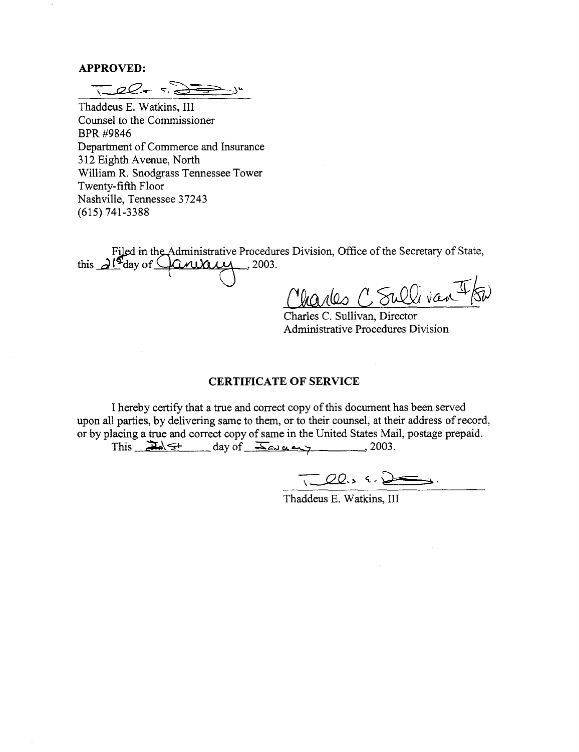**APPROVED:**

Thaddeus E. Watkins, III
Counsel to the Commissioner
BPR #9846
Department of Commerce and Insurance
312 Eighth Avenue, North
William R. Snodgrass Tennessee Tower
Twenty-fifth Floor
Nashville, Tennessee 37243
(615) 741-3388

Filed in the Administrative Procedures Division, Office of the Secretary of State, this 21st day of January, 2003.

Charles C. Sullivan, Director
Administrative Procedures Division

## CERTIFICATE OF SERVICE

I hereby certify that a true and correct copy of this document has been served upon all parties, by delivering same to them, or to their counsel, at their address of record, or by placing a true and correct copy of same in the United States Mail, postage prepaid. This 21st day of January, 2003.

Thaddeus E. Watkins, III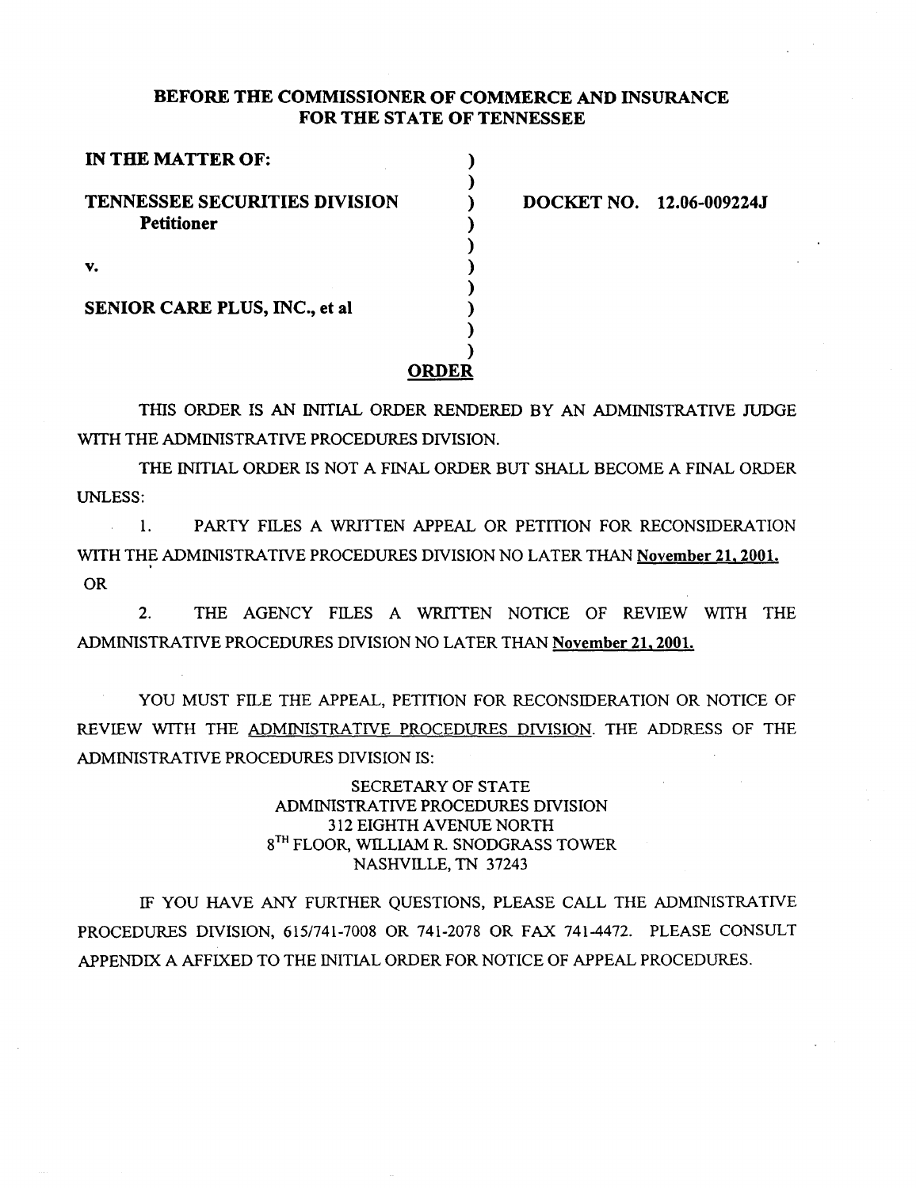**BEFORE THE COMMISSIONER OF COMMERCE AND INSURANCE FOR THE STATE OF TENNESSEE**

**IN THE MATTER OF:**

**TENNESSEE SECURITIES DIVISION**
**Petitioner**

**v.**

**SENIOR CARE PLUS, INC., et al**

**DOCKET NO. 12.06-009224J**

## ORDER

THIS ORDER IS AN INITIAL ORDER RENDERED BY AN ADMINISTRATIVE JUDGE WITH THE ADMINISTRATIVE PROCEDURES DIVISION.

THE INITIAL ORDER IS NOT A FINAL ORDER BUT SHALL BECOME A FINAL ORDER UNLESS:

1. PARTY FILES A WRITTEN APPEAL OR PETITION FOR RECONSIDERATION WITH THE ADMINISTRATIVE PROCEDURES DIVISION NO LATER THAN **November 21, 2001.**

OR

2. THE AGENCY FILES A WRITTEN NOTICE OF REVIEW WITH THE ADMINISTRATIVE PROCEDURES DIVISION NO LATER THAN **November 21, 2001.**

YOU MUST FILE THE APPEAL, PETITION FOR RECONSIDERATION OR NOTICE OF REVIEW WITH THE ADMINISTRATIVE PROCEDURES DIVISION. THE ADDRESS OF THE ADMINISTRATIVE PROCEDURES DIVISION IS:

SECRETARY OF STATE
ADMINISTRATIVE PROCEDURES DIVISION
312 EIGHTH AVENUE NORTH
8TH FLOOR, WILLIAM R. SNODGRASS TOWER
NASHVILLE, TN 37243

IF YOU HAVE ANY FURTHER QUESTIONS, PLEASE CALL THE ADMINISTRATIVE PROCEDURES DIVISION, 615/741-7008 OR 741-2078 OR FAX 741-4472. PLEASE CONSULT APPENDIX A AFFIXED TO THE INITIAL ORDER FOR NOTICE OF APPEAL PROCEDURES.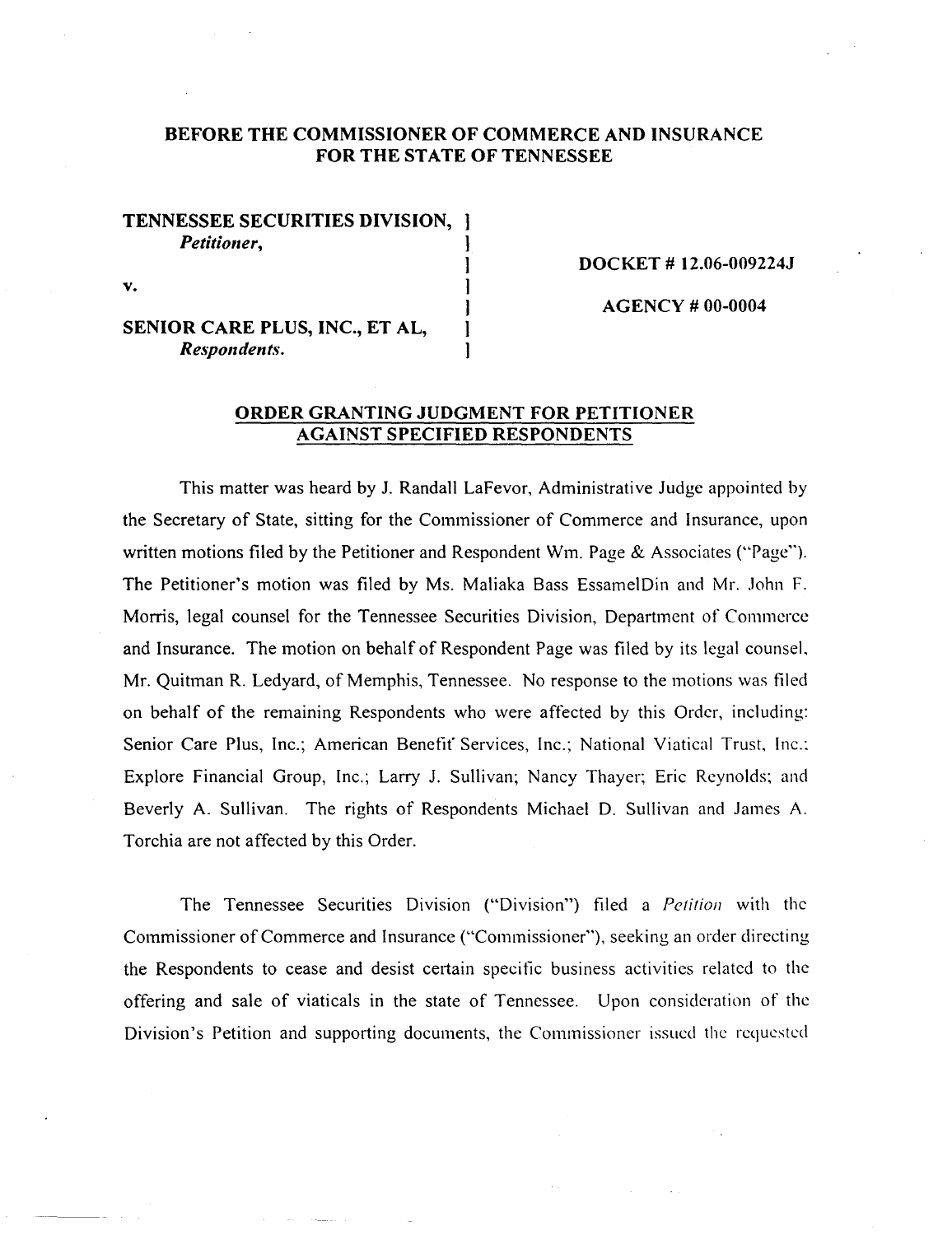**BEFORE THE COMMISSIONER OF COMMERCE AND INSURANCE**
**FOR THE STATE OF TENNESSEE**

| | | |
|---|---|---|
| **TENNESSEE SECURITIES DIVISION,** *Petitioner,* | ] | |
| | ] | **DOCKET # 12.06-009224J** |
| **v.** | ] | |
| | ] | **AGENCY # 00-0004** |
| **SENIOR CARE PLUS, INC., ET AL,** *Respondents.* | ] | |

**ORDER GRANTING JUDGMENT FOR PETITIONER AGAINST SPECIFIED RESPONDENTS**

This matter was heard by J. Randall LaFevor, Administrative Judge appointed by the Secretary of State, sitting for the Commissioner of Commerce and Insurance, upon written motions filed by the Petitioner and Respondent Wm. Page & Associates ("Page"). The Petitioner's motion was filed by Ms. Maliaka Bass EssamelDin and Mr. John F. Morris, legal counsel for the Tennessee Securities Division, Department of Commerce and Insurance. The motion on behalf of Respondent Page was filed by its legal counsel, Mr. Quitman R. Ledyard, of Memphis, Tennessee. No response to the motions was filed on behalf of the remaining Respondents who were affected by this Order, including: Senior Care Plus, Inc.; American Benefit Services, Inc.; National Viatical Trust, Inc.; Explore Financial Group, Inc.; Larry J. Sullivan; Nancy Thayer; Eric Reynolds; and Beverly A. Sullivan. The rights of Respondents Michael D. Sullivan and James A. Torchia are not affected by this Order.

The Tennessee Securities Division ("Division") filed a *Petition* with the Commissioner of Commerce and Insurance ("Commissioner"), seeking an order directing the Respondents to cease and desist certain specific business activities related to the offering and sale of viaticals in the state of Tennessee. Upon consideration of the Division's Petition and supporting documents, the Commissioner issued the requested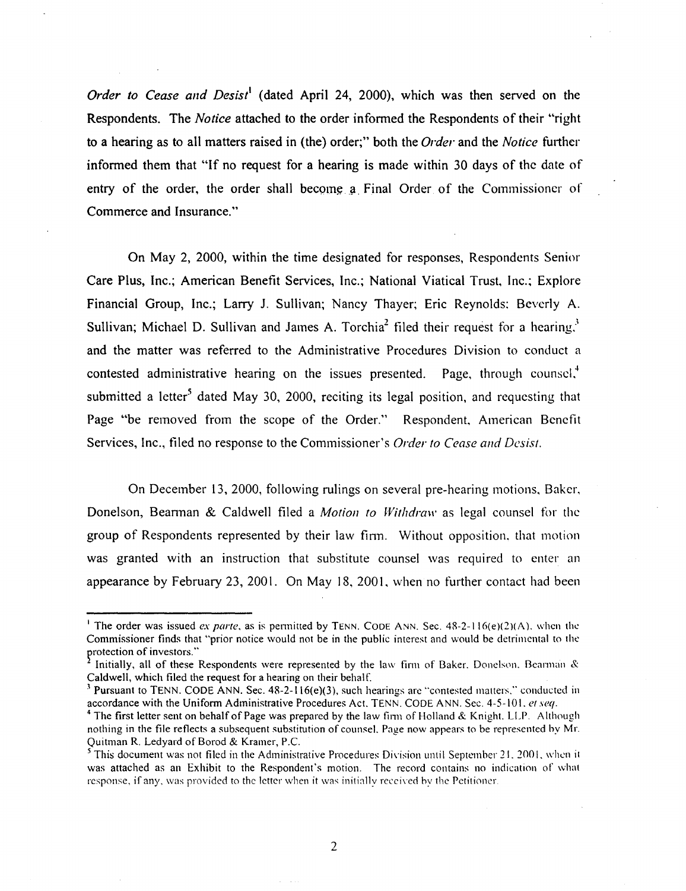*Order to Cease and Desist*[1] (dated April 24, 2000), which was then served on the Respondents. The *Notice* attached to the order informed the Respondents of their "right to a hearing as to all matters raised in (the) order;" both the *Order* and the *Notice* further informed them that "If no request for a hearing is made within 30 days of the date of entry of the order, the order shall become a Final Order of the Commissioner of Commerce and Insurance."

On May 2, 2000, within the time designated for responses, Respondents Senior Care Plus, Inc.; American Benefit Services, Inc.; National Viatical Trust, Inc.; Explore Financial Group, Inc.; Larry J. Sullivan; Nancy Thayer; Eric Reynolds; Beverly A. Sullivan; Michael D. Sullivan and James A. Torchia[2] filed their request for a hearing,[3] and the matter was referred to the Administrative Procedures Division to conduct a contested administrative hearing on the issues presented. Page, through counsel,[4] submitted a letter[5] dated May 30, 2000, reciting its legal position, and requesting that Page "be removed from the scope of the Order." Respondent, American Benefit Services, Inc., filed no response to the Commissioner's *Order to Cease and Desist.*

On December 13, 2000, following rulings on several pre-hearing motions, Baker, Donelson, Bearman & Caldwell filed a *Motion to Withdraw* as legal counsel for the group of Respondents represented by their law firm. Without opposition, that motion was granted with an instruction that substitute counsel was required to enter an appearance by February 23, 2001. On May 18, 2001, when no further contact had been

---

[1] The order was issued *ex parte*, as is permitted by TENN. CODE ANN. Sec. 48-2-116(e)(2)(A), when the Commissioner finds that "prior notice would not be in the public interest and would be detrimental to the protection of investors."

[2] Initially, all of these Respondents were represented by the law firm of Baker, Donelson, Bearman & Caldwell, which filed the request for a hearing on their behalf.

[3] Pursuant to TENN. CODE ANN. Sec. 48-2-116(e)(3), such hearings are "contested matters," conducted in accordance with the Uniform Administrative Procedures Act, TENN. CODE ANN. Sec. 4-5-101, *et seq.*

[4] The first letter sent on behalf of Page was prepared by the law firm of Holland & Knight, LLP. Although nothing in the file reflects a subsequent substitution of counsel, Page now appears to be represented by Mr. Quitman R. Ledyard of Borod & Kramer, P.C.

[5] This document was not filed in the Administrative Procedures Division until September 21, 2001, when it was attached as an Exhibit to the Respondent's motion. The record contains no indication of what response, if any, was provided to the letter when it was initially received by the Petitioner.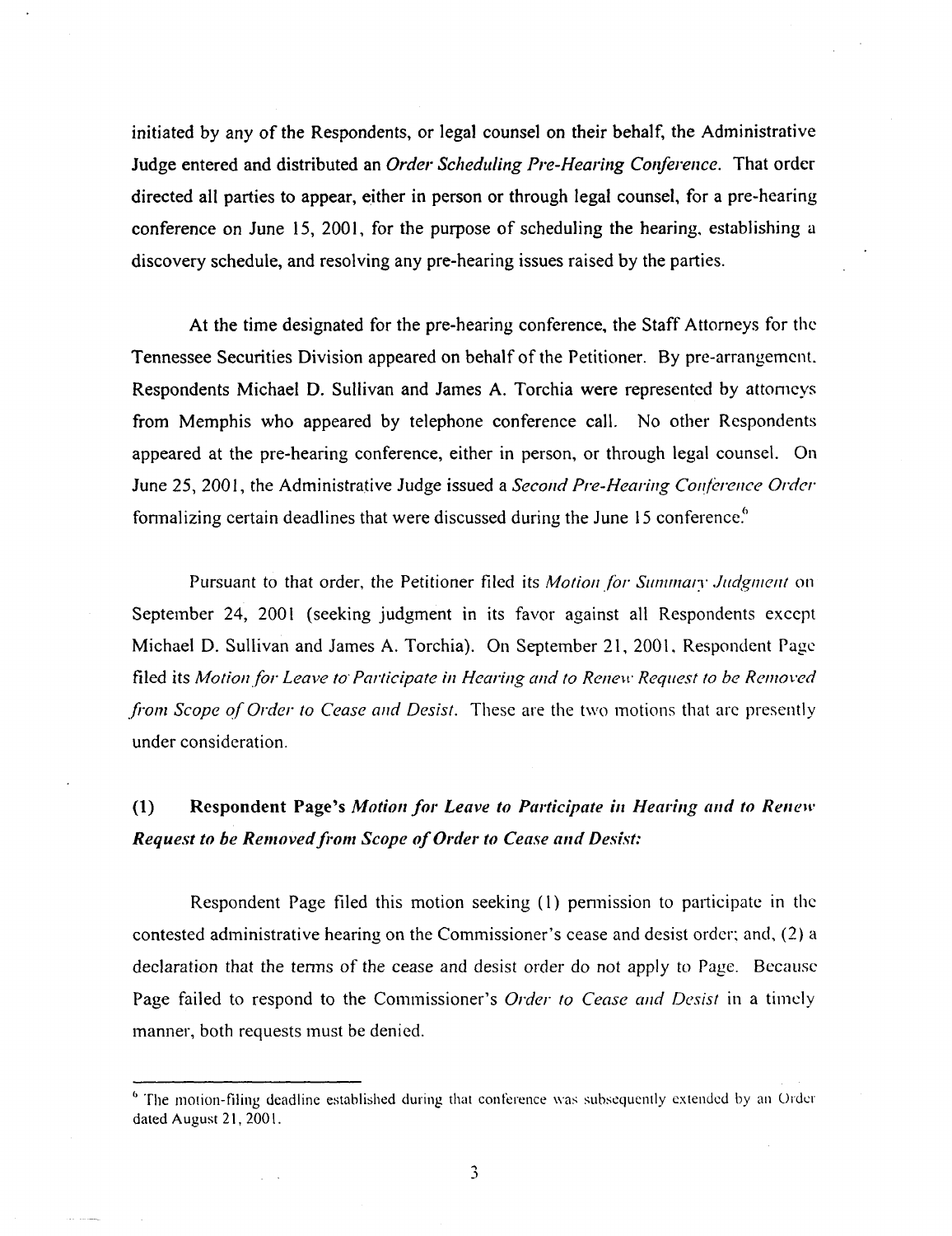initiated by any of the Respondents, or legal counsel on their behalf, the Administrative Judge entered and distributed an *Order Scheduling Pre-Hearing Conference*. That order directed all parties to appear, either in person or through legal counsel, for a pre-hearing conference on June 15, 2001, for the purpose of scheduling the hearing, establishing a discovery schedule, and resolving any pre-hearing issues raised by the parties.

At the time designated for the pre-hearing conference, the Staff Attorneys for the Tennessee Securities Division appeared on behalf of the Petitioner. By pre-arrangement, Respondents Michael D. Sullivan and James A. Torchia were represented by attorneys from Memphis who appeared by telephone conference call. No other Respondents appeared at the pre-hearing conference, either in person, or through legal counsel. On June 25, 2001, the Administrative Judge issued a *Second Pre-Hearing Conference Order* formalizing certain deadlines that were discussed during the June 15 conference.[6]

Pursuant to that order, the Petitioner filed its *Motion for Summary Judgment* on September 24, 2001 (seeking judgment in its favor against all Respondents except Michael D. Sullivan and James A. Torchia). On September 21, 2001, Respondent Page filed its *Motion for Leave to Participate in Hearing and to Renew Request to be Removed from Scope of Order to Cease and Desist*. These are the two motions that are presently under consideration.

**(1) Respondent Page's *Motion for Leave to Participate in Hearing and to Renew Request to be Removed from Scope of Order to Cease and Desist:***

Respondent Page filed this motion seeking (1) permission to participate in the contested administrative hearing on the Commissioner's cease and desist order; and, (2) a declaration that the terms of the cease and desist order do not apply to Page. Because Page failed to respond to the Commissioner's *Order to Cease and Desist* in a timely manner, both requests must be denied.

---

[6] The motion-filing deadline established during that conference was subsequently extended by an Order dated August 21, 2001.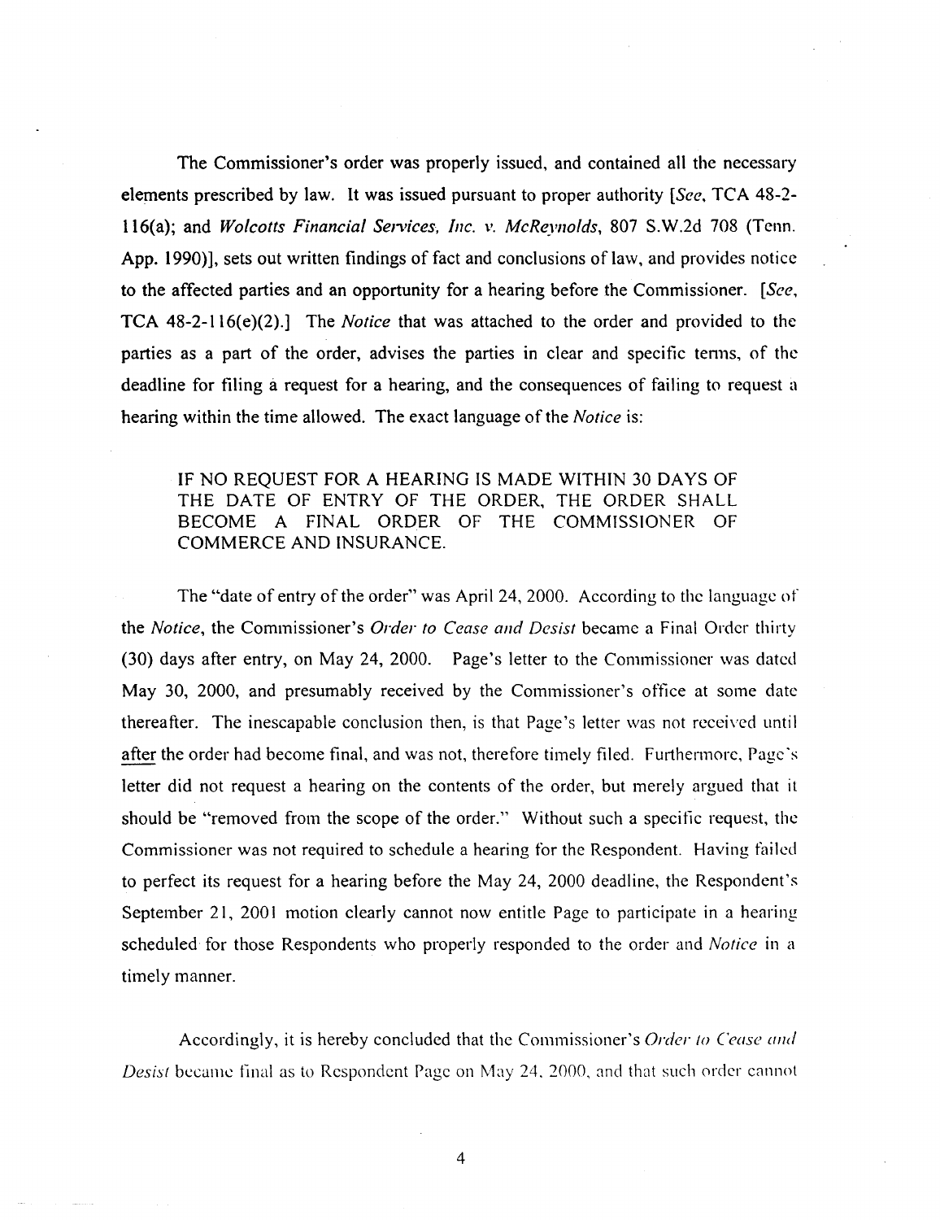The Commissioner's order was properly issued, and contained all the necessary elements prescribed by law. It was issued pursuant to proper authority [*See*, TCA 48-2-116(a); and *Wolcotts Financial Services, Inc. v. McReynolds*, 807 S.W.2d 708 (Tenn. App. 1990)], sets out written findings of fact and conclusions of law, and provides notice to the affected parties and an opportunity for a hearing before the Commissioner. [*See*, TCA 48-2-116(e)(2).] The *Notice* that was attached to the order and provided to the parties as a part of the order, advises the parties in clear and specific terms, of the deadline for filing a request for a hearing, and the consequences of failing to request a hearing within the time allowed. The exact language of the *Notice* is:

> IF NO REQUEST FOR A HEARING IS MADE WITHIN 30 DAYS OF THE DATE OF ENTRY OF THE ORDER, THE ORDER SHALL BECOME A FINAL ORDER OF THE COMMISSIONER OF COMMERCE AND INSURANCE.

The "date of entry of the order" was April 24, 2000. According to the language of the *Notice*, the Commissioner's *Order to Cease and Desist* became a Final Order thirty (30) days after entry, on May 24, 2000. Page's letter to the Commissioner was dated May 30, 2000, and presumably received by the Commissioner's office at some date thereafter. The inescapable conclusion then, is that Page's letter was not received until after the order had become final, and was not, therefore timely filed. Furthermore, Page's letter did not request a hearing on the contents of the order, but merely argued that it should be "removed from the scope of the order." Without such a specific request, the Commissioner was not required to schedule a hearing for the Respondent. Having failed to perfect its request for a hearing before the May 24, 2000 deadline, the Respondent's September 21, 2001 motion clearly cannot now entitle Page to participate in a hearing scheduled for those Respondents who properly responded to the order and *Notice* in a timely manner.

Accordingly, it is hereby concluded that the Commissioner's *Order to Cease and Desist* became final as to Respondent Page on May 24, 2000, and that such order cannot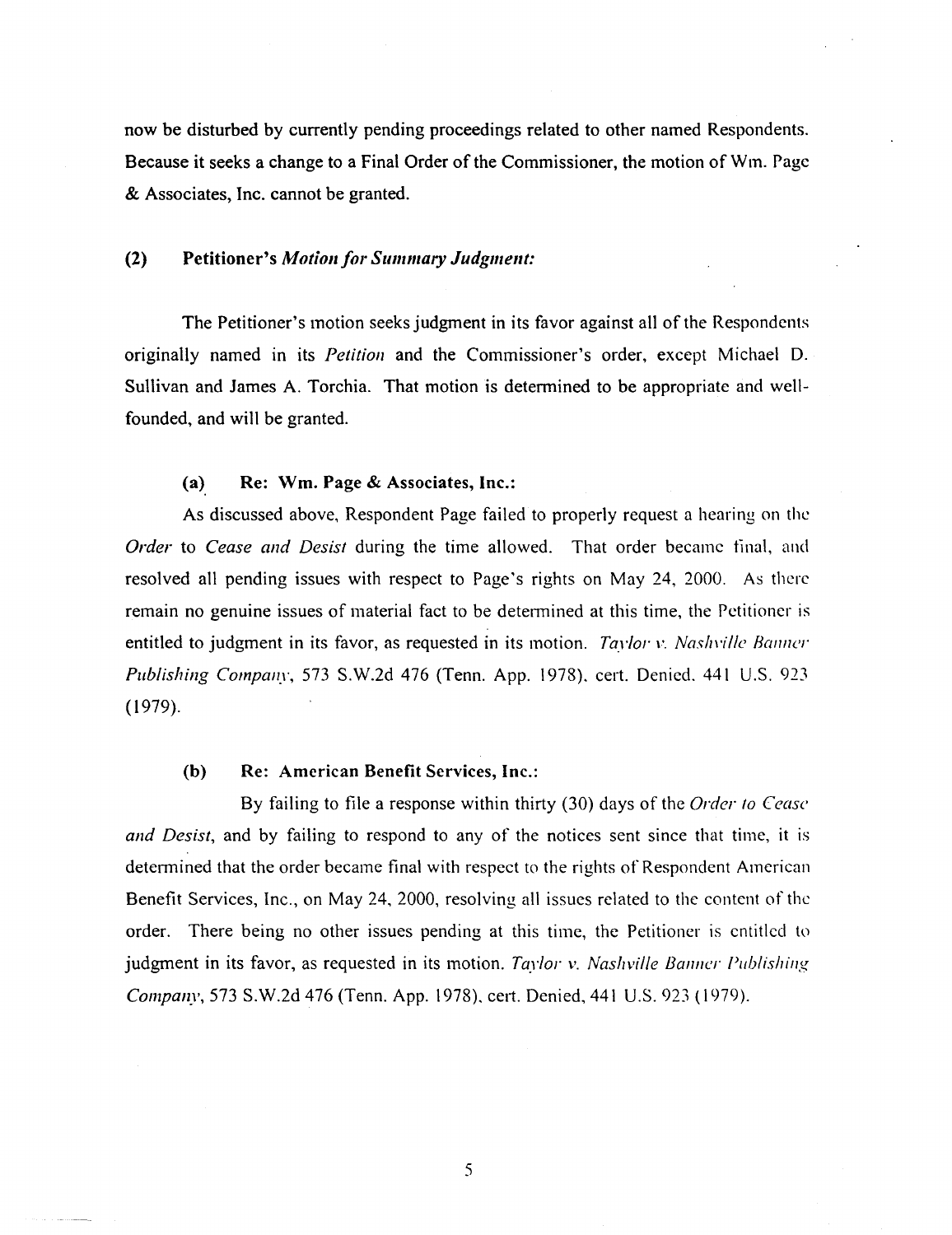now be disturbed by currently pending proceedings related to other named Respondents. Because it seeks a change to a Final Order of the Commissioner, the motion of Wm. Page & Associates, Inc. cannot be granted.

### (2) Petitioner's *Motion for Summary Judgment:*

The Petitioner's motion seeks judgment in its favor against all of the Respondents originally named in its *Petition* and the Commissioner's order, except Michael D. Sullivan and James A. Torchia. That motion is determined to be appropriate and well-founded, and will be granted.

#### (a) Re: Wm. Page & Associates, Inc.:

As discussed above, Respondent Page failed to properly request a hearing on the *Order* to *Cease and Desist* during the time allowed. That order became final, and resolved all pending issues with respect to Page's rights on May 24, 2000. As there remain no genuine issues of material fact to be determined at this time, the Petitioner is entitled to judgment in its favor, as requested in its motion. *Taylor v. Nashville Banner Publishing Company*, 573 S.W.2d 476 (Tenn. App. 1978), cert. Denied, 441 U.S. 923 (1979).

#### (b) Re: American Benefit Services, Inc.:

By failing to file a response within thirty (30) days of the *Order to Cease and Desist*, and by failing to respond to any of the notices sent since that time, it is determined that the order became final with respect to the rights of Respondent American Benefit Services, Inc., on May 24, 2000, resolving all issues related to the content of the order. There being no other issues pending at this time, the Petitioner is entitled to judgment in its favor, as requested in its motion. *Taylor v. Nashville Banner Publishing Company*, 573 S.W.2d 476 (Tenn. App. 1978), cert. Denied, 441 U.S. 923 (1979).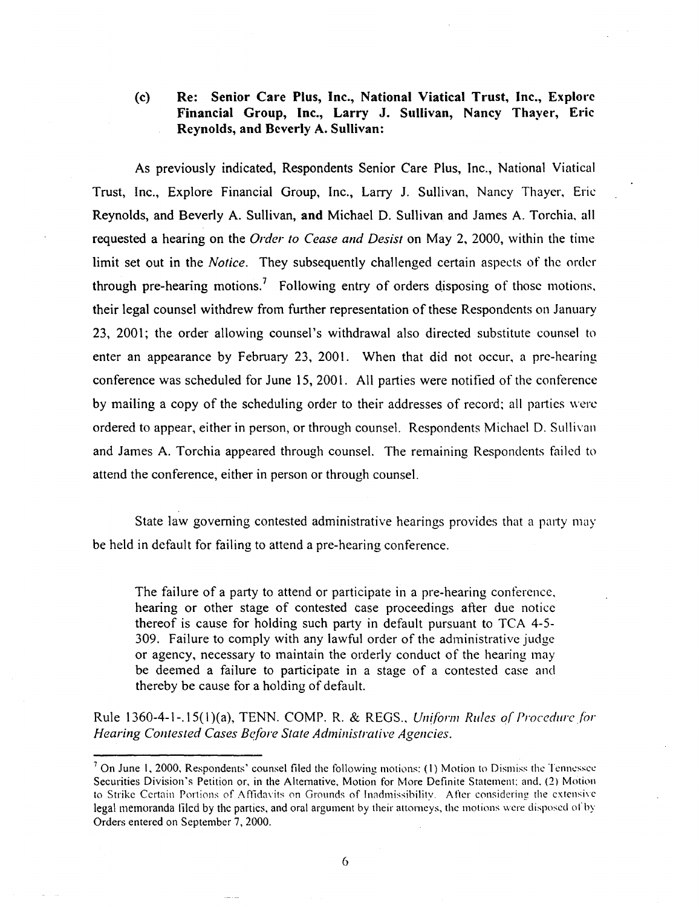**(c) Re: Senior Care Plus, Inc., National Viatical Trust, Inc., Explore Financial Group, Inc., Larry J. Sullivan, Nancy Thayer, Eric Reynolds, and Beverly A. Sullivan:**

As previously indicated, Respondents Senior Care Plus, Inc., National Viatical Trust, Inc., Explore Financial Group, Inc., Larry J. Sullivan, Nancy Thayer, Eric Reynolds, and Beverly A. Sullivan, **and** Michael D. Sullivan and James A. Torchia, all requested a hearing on the *Order to Cease and Desist* on May 2, 2000, within the time limit set out in the *Notice*. They subsequently challenged certain aspects of the order through pre-hearing motions.[7] Following entry of orders disposing of those motions, their legal counsel withdrew from further representation of these Respondents on January 23, 2001; the order allowing counsel's withdrawal also directed substitute counsel to enter an appearance by February 23, 2001. When that did not occur, a pre-hearing conference was scheduled for June 15, 2001. All parties were notified of the conference by mailing a copy of the scheduling order to their addresses of record; all parties were ordered to appear, either in person, or through counsel. Respondents Michael D. Sullivan and James A. Torchia appeared through counsel. The remaining Respondents failed to attend the conference, either in person or through counsel.

State law governing contested administrative hearings provides that a party may be held in default for failing to attend a pre-hearing conference.

> The failure of a party to attend or participate in a pre-hearing conference, hearing or other stage of contested case proceedings after due notice thereof is cause for holding such party in default pursuant to TCA 4-5-309. Failure to comply with any lawful order of the administrative judge or agency, necessary to maintain the orderly conduct of the hearing may be deemed a failure to participate in a stage of a contested case and thereby be cause for a holding of default.

Rule 1360-4-1-.15(1)(a), TENN. COMP. R. & REGS., *Uniform Rules of Procedure for Hearing Contested Cases Before State Administrative Agencies.*

---

[7] On June 1, 2000, Respondents' counsel filed the following motions: (1) Motion to Dismiss the Tennessee Securities Division's Petition or, in the Alternative, Motion for More Definite Statement; and, (2) Motion to Strike Certain Portions of Affidavits on Grounds of Inadmissibility. After considering the extensive legal memoranda filed by the parties, and oral argument by their attorneys, the motions were disposed of by Orders entered on September 7, 2000.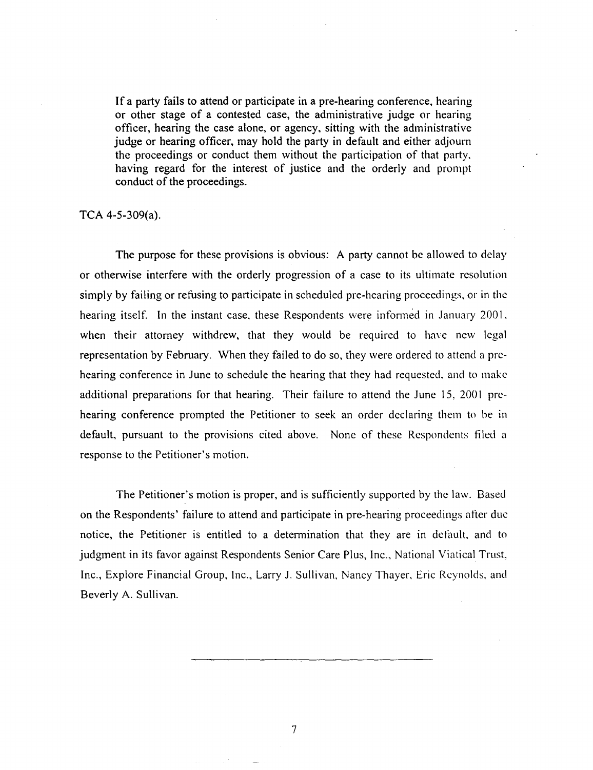> If a party fails to attend or participate in a pre-hearing conference, hearing or other stage of a contested case, the administrative judge or hearing officer, hearing the case alone, or agency, sitting with the administrative judge or hearing officer, may hold the party in default and either adjourn the proceedings or conduct them without the participation of that party, having regard for the interest of justice and the orderly and prompt conduct of the proceedings.

TCA 4-5-309(a).

The purpose for these provisions is obvious: A party cannot be allowed to delay or otherwise interfere with the orderly progression of a case to its ultimate resolution simply by failing or refusing to participate in scheduled pre-hearing proceedings, or in the hearing itself. In the instant case, these Respondents were informed in January 2001, when their attorney withdrew, that they would be required to have new legal representation by February. When they failed to do so, they were ordered to attend a pre-hearing conference in June to schedule the hearing that they had requested, and to make additional preparations for that hearing. Their failure to attend the June 15, 2001 pre-hearing conference prompted the Petitioner to seek an order declaring them to be in default, pursuant to the provisions cited above. None of these Respondents filed a response to the Petitioner's motion.

The Petitioner's motion is proper, and is sufficiently supported by the law. Based on the Respondents' failure to attend and participate in pre-hearing proceedings after due notice, the Petitioner is entitled to a determination that they are in default, and to judgment in its favor against Respondents Senior Care Plus, Inc., National Viatical Trust, Inc., Explore Financial Group, Inc., Larry J. Sullivan, Nancy Thayer, Eric Reynolds, and Beverly A. Sullivan.

---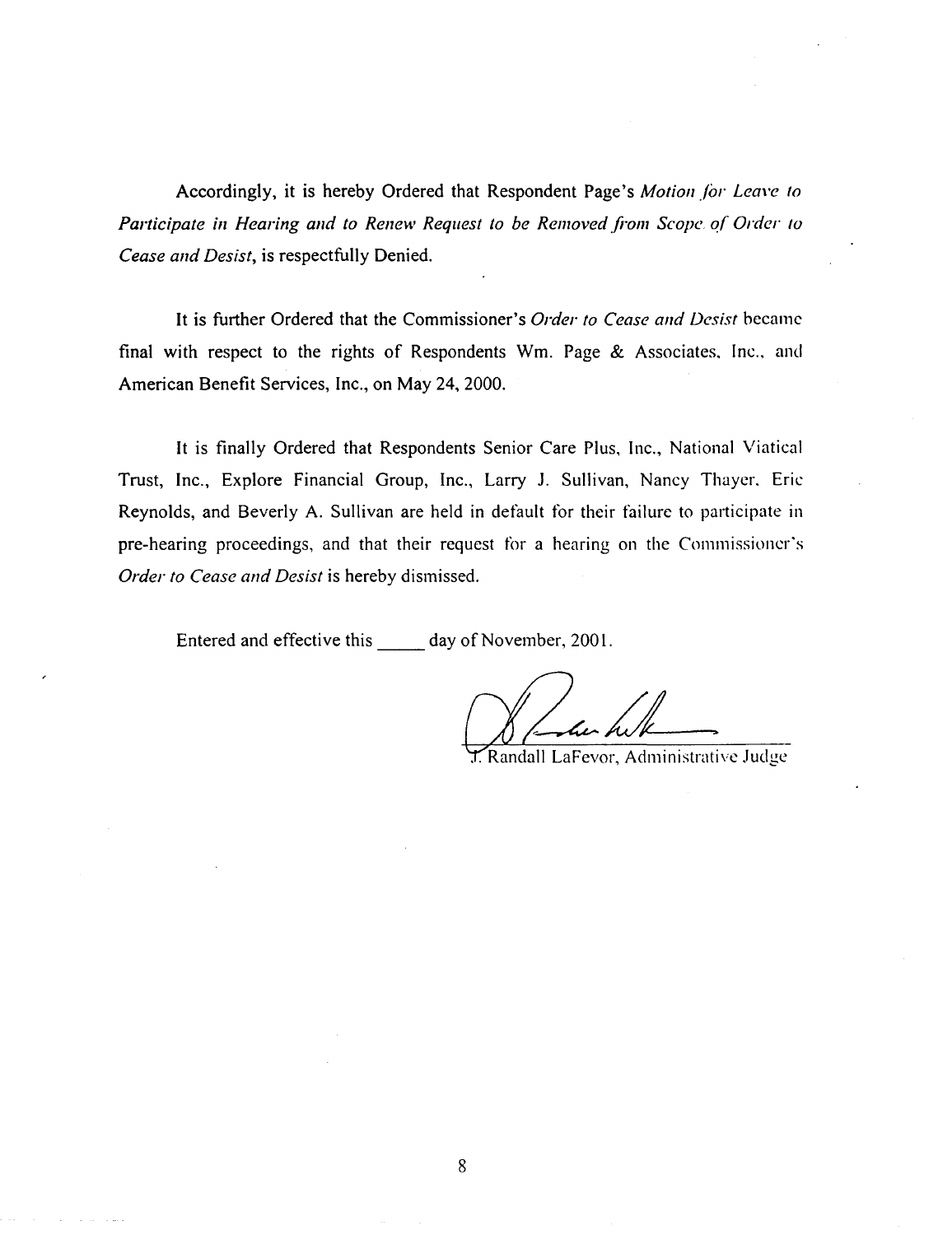Accordingly, it is hereby Ordered that Respondent Page's *Motion for Leave to Participate in Hearing and to Renew Request to be Removed from Scope of Order to Cease and Desist*, is respectfully Denied.

It is further Ordered that the Commissioner's *Order to Cease and Desist* became final with respect to the rights of Respondents Wm. Page & Associates, Inc., and American Benefit Services, Inc., on May 24, 2000.

It is finally Ordered that Respondents Senior Care Plus, Inc., National Viatical Trust, Inc., Explore Financial Group, Inc., Larry J. Sullivan, Nancy Thayer, Eric Reynolds, and Beverly A. Sullivan are held in default for their failure to participate in pre-hearing proceedings, and that their request for a hearing on the Commissioner's *Order to Cease and Desist* is hereby dismissed.

Entered and effective this _____ day of November, 2001.

J. Randall LaFevor, Administrative Judge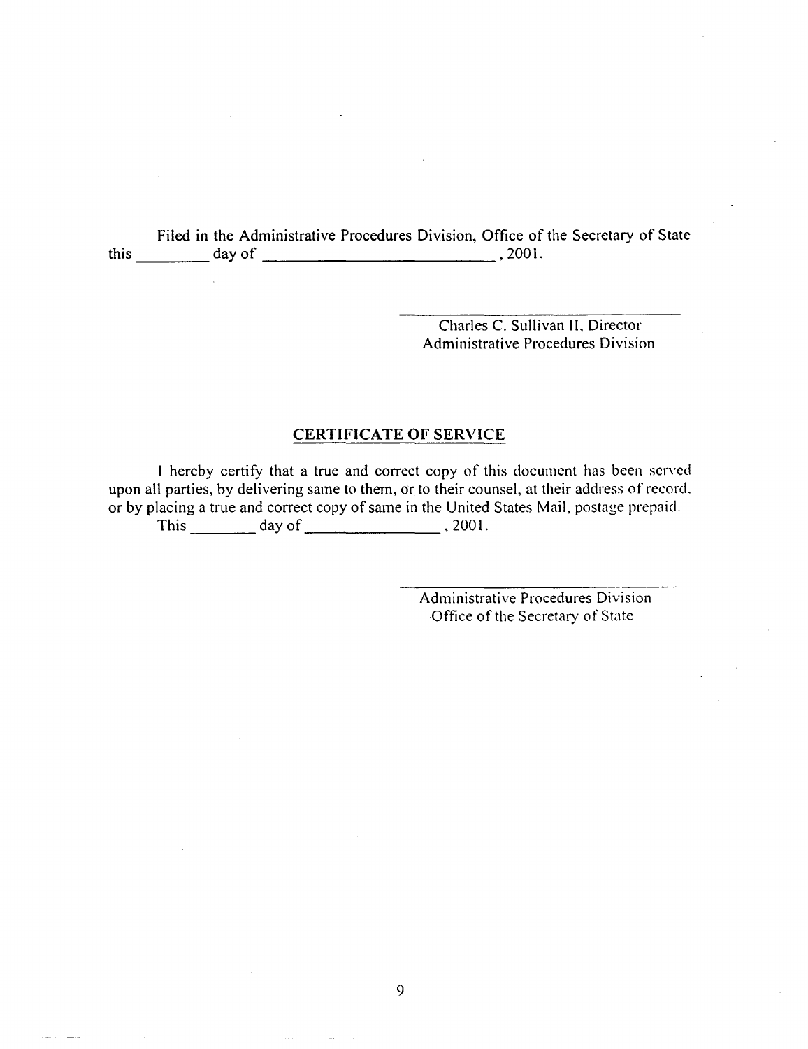Filed in the Administrative Procedures Division, Office of the Secretary of State this _________ day of ____________________________ , 2001.

_________________________________
Charles C. Sullivan II, Director
Administrative Procedures Division

## CERTIFICATE OF SERVICE

I hereby certify that a true and correct copy of this document has been served upon all parties, by delivering same to them, or to their counsel, at their address of record, or by placing a true and correct copy of same in the United States Mail, postage prepaid.
This ________ day of _________________ , 2001.

_________________________________
Administrative Procedures Division
Office of the Secretary of State